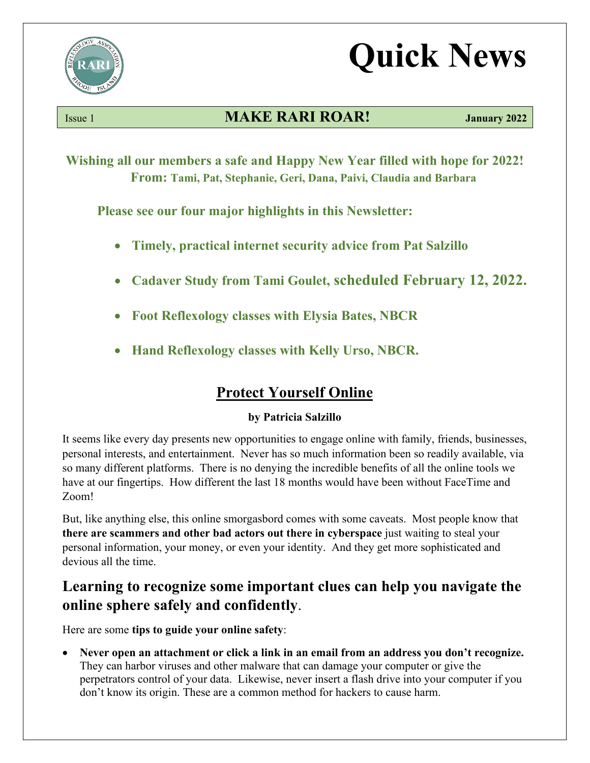# Quick News

Issue 1 **MAKE RARI ROAR!** **January 2022**

**Wishing all our members a safe and Happy New Year filled with hope for 2022!**
**From: Tami, Pat, Stephanie, Geri, Dana, Paivi, Claudia and Barbara**

**Please see our four major highlights in this Newsletter:**

- **Timely, practical internet security advice from Pat Salzillo**
- **Cadaver Study from Tami Goulet, scheduled February 12, 2022.**
- **Foot Reflexology classes with Elysia Bates, NBCR**
- **Hand Reflexology classes with Kelly Urso, NBCR.**

## Protect Yourself Online

**by Patricia Salzillo**

It seems like every day presents new opportunities to engage online with family, friends, businesses, personal interests, and entertainment. Never has so much information been so readily available, via so many different platforms. There is no denying the incredible benefits of all the online tools we have at our fingertips. How different the last 18 months would have been without FaceTime and Zoom!

But, like anything else, this online smorgasbord comes with some caveats. Most people know that **there are scammers and other bad actors out there in cyberspace** just waiting to steal your personal information, your money, or even your identity. And they get more sophisticated and devious all the time.

### Learning to recognize some important clues can help you navigate the online sphere safely and confidently.

Here are some **tips to guide your online safety**:

- **Never open an attachment or click a link in an email from an address you don't recognize.** They can harbor viruses and other malware that can damage your computer or give the perpetrators control of your data. Likewise, never insert a flash drive into your computer if you don't know its origin. These are a common method for hackers to cause harm.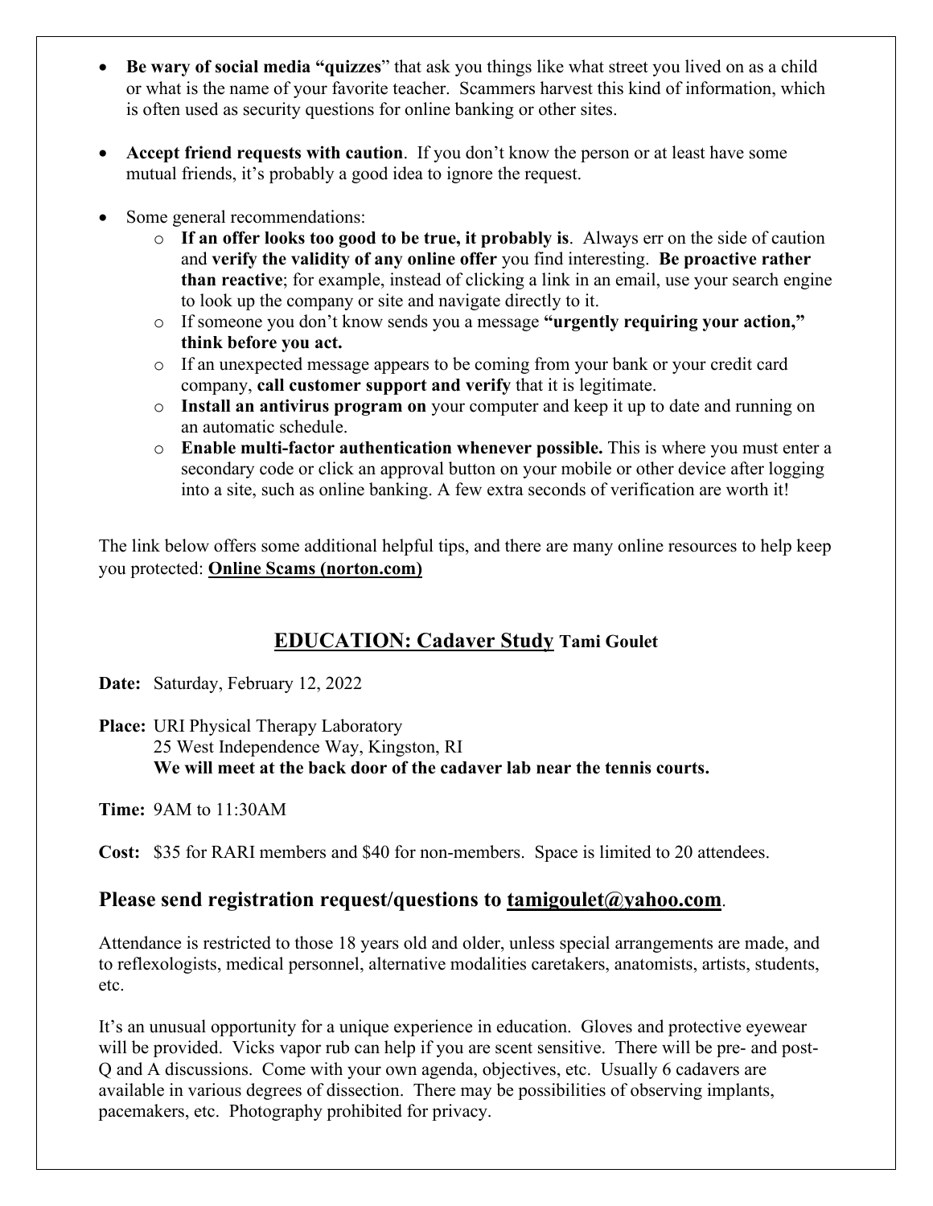- **Be wary of social media "quizzes**" that ask you things like what street you lived on as a child or what is the name of your favorite teacher. Scammers harvest this kind of information, which is often used as security questions for online banking or other sites.

- **Accept friend requests with caution**. If you don't know the person or at least have some mutual friends, it's probably a good idea to ignore the request.

- Some general recommendations:
  - **If an offer looks too good to be true, it probably is**. Always err on the side of caution and **verify the validity of any online offer** you find interesting. **Be proactive rather than reactive**; for example, instead of clicking a link in an email, use your search engine to look up the company or site and navigate directly to it.
  - If someone you don't know sends you a message **"urgently requiring your action," think before you act.**
  - If an unexpected message appears to be coming from your bank or your credit card company, **call customer support and verify** that it is legitimate.
  - **Install an antivirus program on** your computer and keep it up to date and running on an automatic schedule.
  - **Enable multi-factor authentication whenever possible.** This is where you must enter a secondary code or click an approval button on your mobile or other device after logging into a site, such as online banking. A few extra seconds of verification are worth it!

The link below offers some additional helpful tips, and there are many online resources to help keep you protected: **Online Scams (norton.com)**

## EDUCATION: Cadaver Study **Tami Goulet**

**Date:** Saturday, February 12, 2022

**Place:** URI Physical Therapy Laboratory
25 West Independence Way, Kingston, RI
**We will meet at the back door of the cadaver lab near the tennis courts.**

**Time:** 9AM to 11:30AM

**Cost:** $35 for RARI members and $40 for non-members. Space is limited to 20 attendees.

### Please send registration request/questions to tamigoulet@yahoo.com.

Attendance is restricted to those 18 years old and older, unless special arrangements are made, and to reflexologists, medical personnel, alternative modalities caretakers, anatomists, artists, students, etc.

It's an unusual opportunity for a unique experience in education. Gloves and protective eyewear will be provided. Vicks vapor rub can help if you are scent sensitive. There will be pre- and post-Q and A discussions. Come with your own agenda, objectives, etc. Usually 6 cadavers are available in various degrees of dissection. There may be possibilities of observing implants, pacemakers, etc. Photography prohibited for privacy.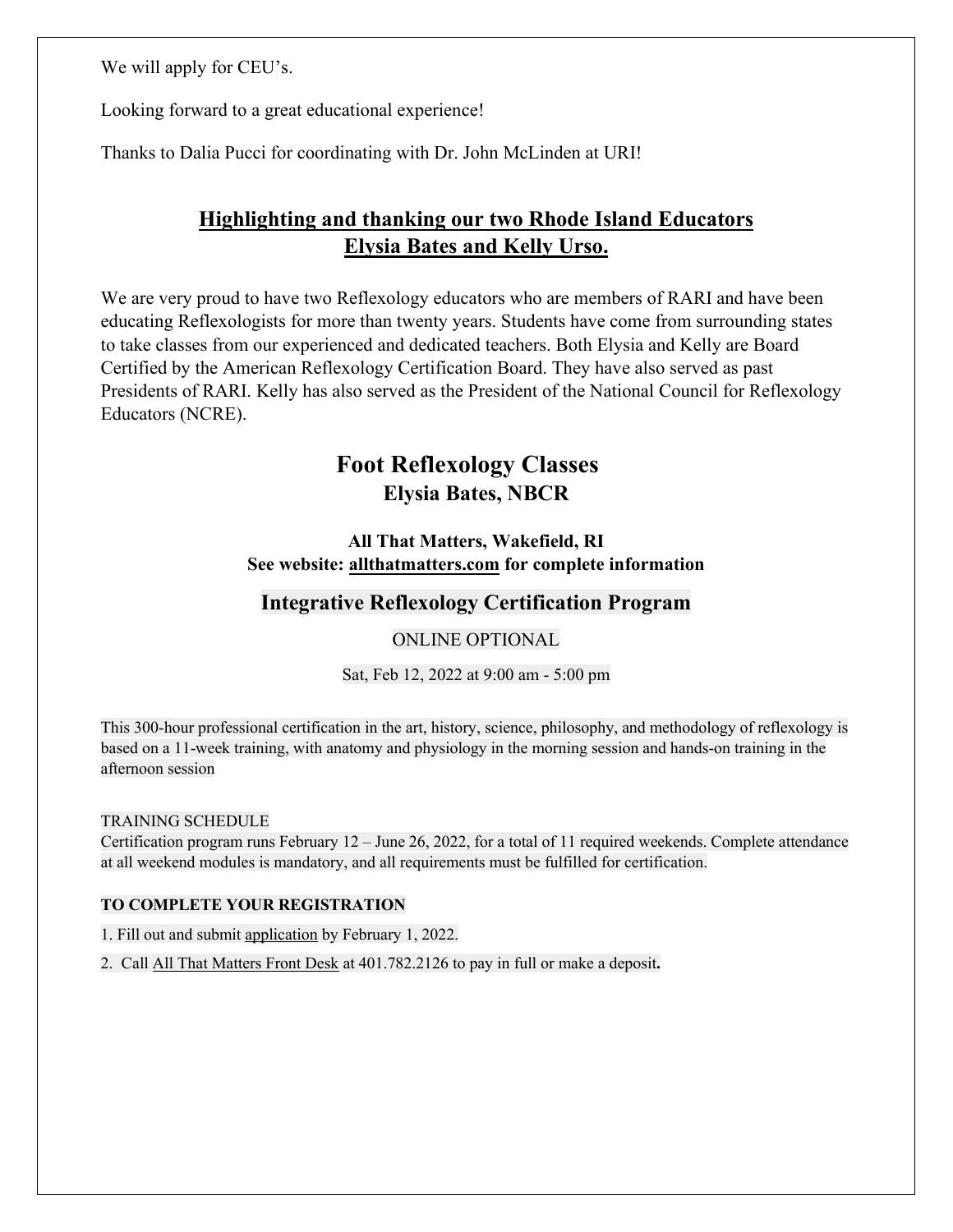We will apply for CEU's.

Looking forward to a great educational experience!

Thanks to Dalia Pucci for coordinating with Dr. John McLinden at URI!

## Highlighting and thanking our two Rhode Island Educators Elysia Bates and Kelly Urso.

We are very proud to have two Reflexology educators who are members of RARI and have been educating Reflexologists for more than twenty years. Students have come from surrounding states to take classes from our experienced and dedicated teachers. Both Elysia and Kelly are Board Certified by the American Reflexology Certification Board. They have also served as past Presidents of RARI. Kelly has also served as the President of the National Council for Reflexology Educators (NCRE).

## Foot Reflexology Classes

### Elysia Bates, NBCR

**All That Matters, Wakefield, RI**
**See website: allthatmatters.com for complete information**

## Integrative Reflexology Certification Program

ONLINE OPTIONAL

Sat, Feb 12, 2022 at 9:00 am - 5:00 pm

This 300-hour professional certification in the art, history, science, philosophy, and methodology of reflexology is based on a 11-week training, with anatomy and physiology in the morning session and hands-on training in the afternoon session

TRAINING SCHEDULE
Certification program runs February 12 – June 26, 2022, for a total of 11 required weekends. Complete attendance at all weekend modules is mandatory, and all requirements must be fulfilled for certification.

**TO COMPLETE YOUR REGISTRATION**

1. Fill out and submit application by February 1, 2022.
2. Call All That Matters Front Desk at 401.782.2126 to pay in full or make a deposit**.**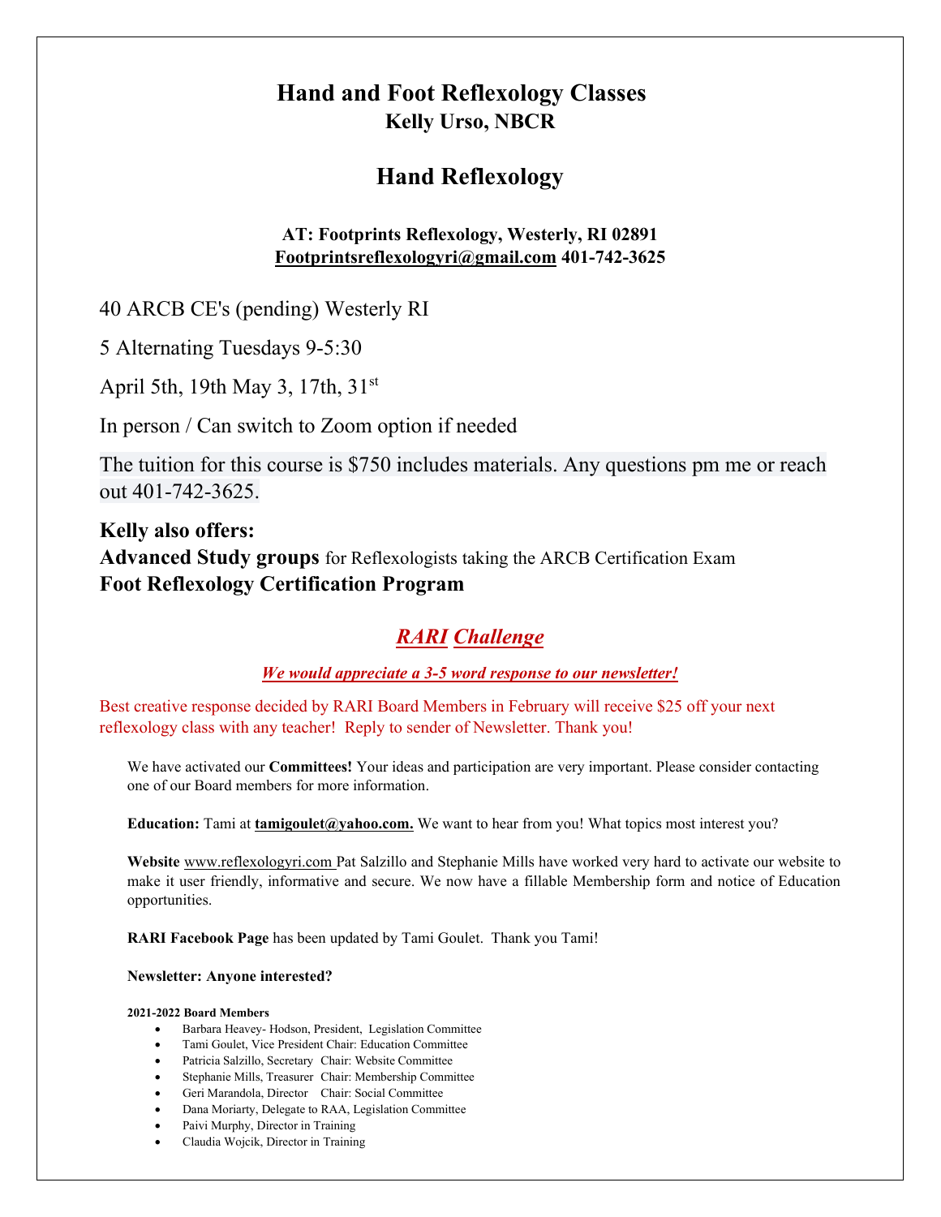# Hand and Foot Reflexology Classes

**Kelly Urso, NBCR**

## Hand Reflexology

**AT: Footprints Reflexology, Westerly, RI 02891**
**Footprintsreflexologyri@gmail.com 401-742-3625**

40 ARCB CE's (pending) Westerly RI

5 Alternating Tuesdays 9-5:30

April 5th, 19th May 3, 17th, 31st

In person / Can switch to Zoom option if needed

The tuition for this course is $750 includes materials. Any questions pm me or reach out 401-742-3625.

**Kelly also offers:**
**Advanced Study groups** for Reflexologists taking the ARCB Certification Exam
**Foot Reflexology Certification Program**

## *RARI Challenge*

***We would appreciate a 3-5 word response to our newsletter!***

Best creative response decided by RARI Board Members in February will receive $25 off your next reflexology class with any teacher! Reply to sender of Newsletter. Thank you!

We have activated our **Committees!** Your ideas and participation are very important. Please consider contacting one of our Board members for more information.

**Education:** Tami at **tamigoulet@yahoo.com.** We want to hear from you! What topics most interest you?

**Website** www.reflexologyri.com Pat Salzillo and Stephanie Mills have worked very hard to activate our website to make it user friendly, informative and secure. We now have a fillable Membership form and notice of Education opportunities.

**RARI Facebook Page** has been updated by Tami Goulet. Thank you Tami!

**Newsletter: Anyone interested?**

**2021-2022 Board Members**

- Barbara Heavey- Hodson, President, Legislation Committee
- Tami Goulet, Vice President Chair: Education Committee
- Patricia Salzillo, Secretary Chair: Website Committee
- Stephanie Mills, Treasurer Chair: Membership Committee
- Geri Marandola, Director Chair: Social Committee
- Dana Moriarty, Delegate to RAA, Legislation Committee
- Paivi Murphy, Director in Training
- Claudia Wojcik, Director in Training